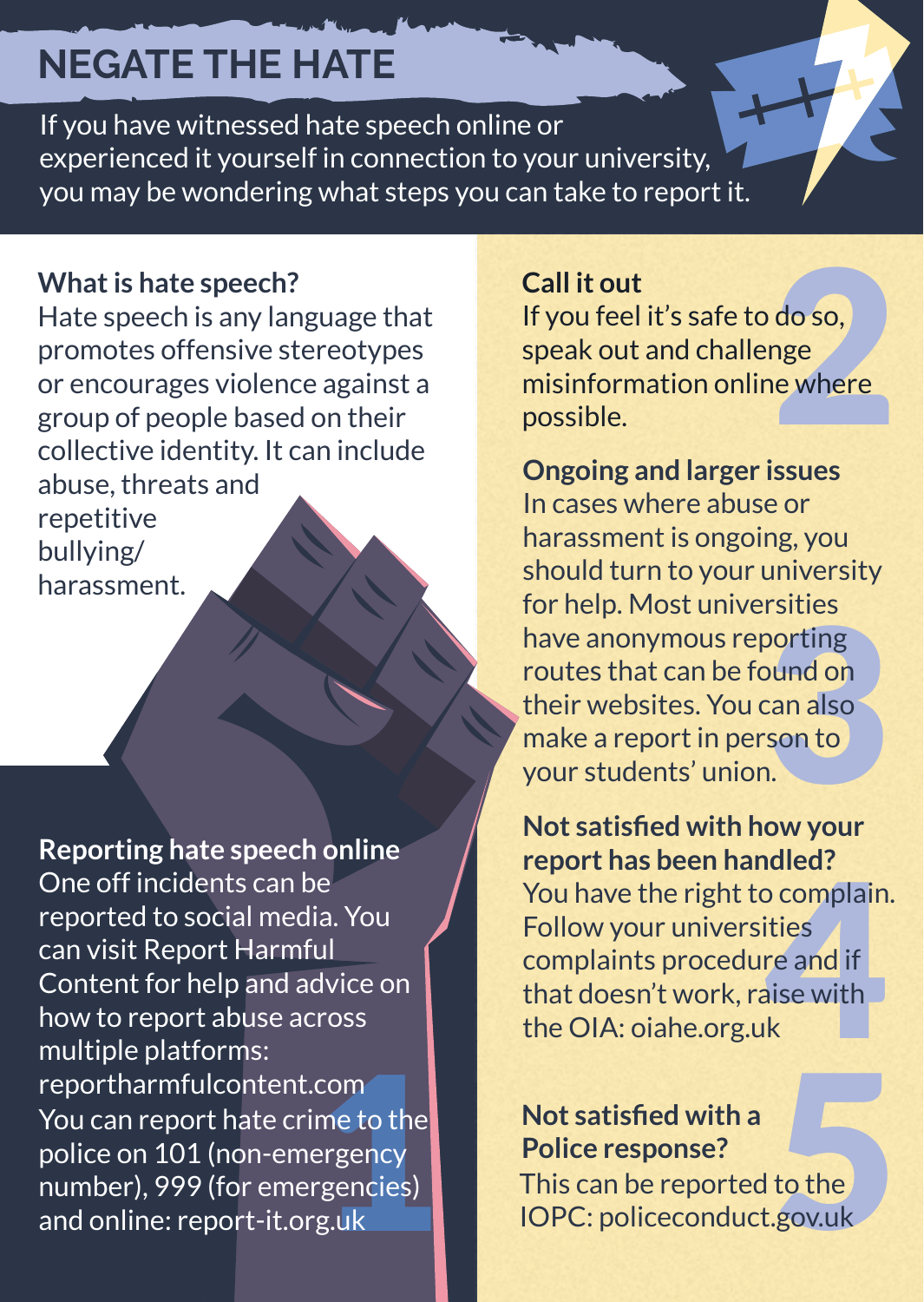# NEGATE THE HATE

If you have witnessed hate speech online or experienced it yourself in connection to your university, you may be wondering what steps you can take to report it.

### What is hate speech?

Hate speech is any language that promotes offensive stereotypes or encourages violence against a group of people based on their collective identity. It can include abuse, threats and repetitive bullying/ harassment.

### Reporting hate speech online

One off incidents can be reported to social media. You can visit Report Harmful Content for help and advice on how to report abuse across multiple platforms: reportharmfulcontent.com

You can report hate crime to the police on 101 (non-emergency number), 999 (for emergencies) and online: report-it.org.uk

### Call it out

If you feel it's safe to do so, speak out and challenge misinformation online where possible.

### Ongoing and larger issues

In cases where abuse or harassment is ongoing, you should turn to your university for help. Most universities have anonymous reporting routes that can be found on their websites. You can also make a report in person to your students' union.

### Not satisfied with how your report has been handled?

You have the right to complain. Follow your universities complaints procedure and if that doesn't work, raise with the OIA: oiahe.org.uk

### Not satisfied with a Police response?

This can be reported to the IOPC: policeconduct.gov.uk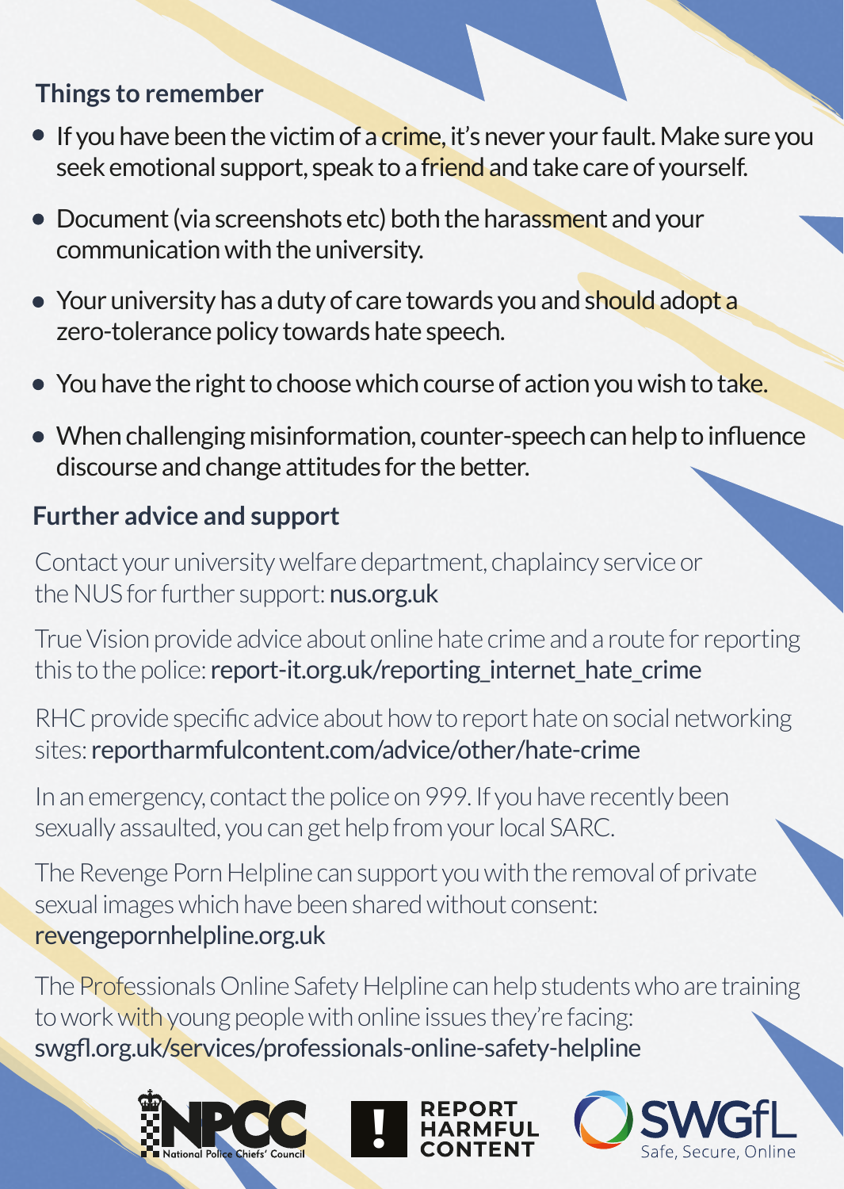## Things to remember

- If you have been the victim of a crime, it's never your fault. Make sure you seek emotional support, speak to a friend and take care of yourself.
- Document (via screenshots etc) both the harassment and your communication with the university.
- Your university has a duty of care towards you and should adopt a zero-tolerance policy towards hate speech.
- You have the right to choose which course of action you wish to take.
- When challenging misinformation, counter-speech can help to influence discourse and change attitudes for the better.

## Further advice and support

Contact your university welfare department, chaplaincy service or the NUS for further support: **nus.org.uk**

True Vision provide advice about online hate crime and a route for reporting this to the police: **report-it.org.uk/reporting_internet_hate_crime**

RHC provide specific advice about how to report hate on social networking sites: **reportharmfulcontent.com/advice/other/hate-crime**

In an emergency, contact the police on 999. If you have recently been sexually assaulted, you can get help from your local SARC.

The Revenge Porn Helpline can support you with the removal of private sexual images which have been shared without consent: **revengepornhelpline.org.uk**

The Professionals Online Safety Helpline can help students who are training to work with young people with online issues they're facing: **swgfl.org.uk/services/professionals-online-safety-helpline**

NPCC National Police Chiefs' Council

REPORT HARMFUL CONTENT

SWGfL Safe, Secure, Online